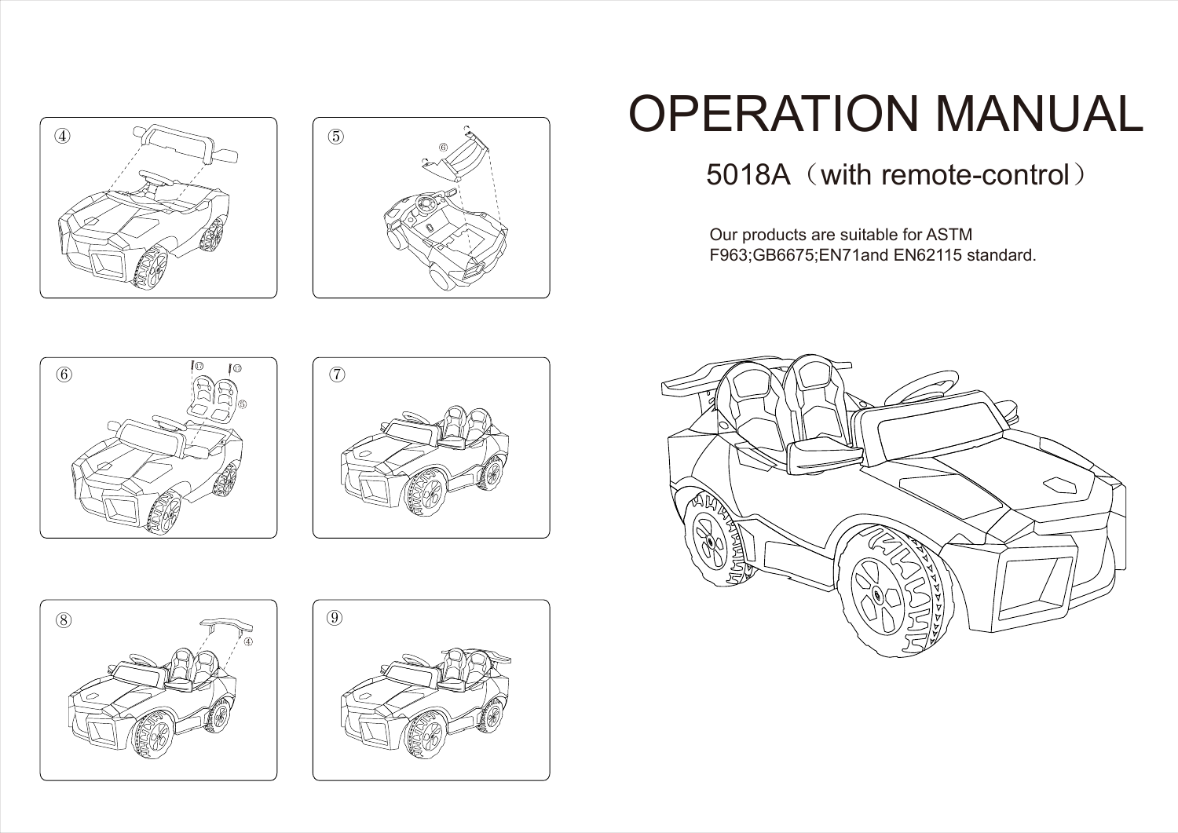# OPERATION MANUAL

## 5018A（with remote-control）

Our products are suitable for ASTM F963;GB6675;EN71and EN62115 standard.

④

⑤

⑥

⑦

⑧

⑨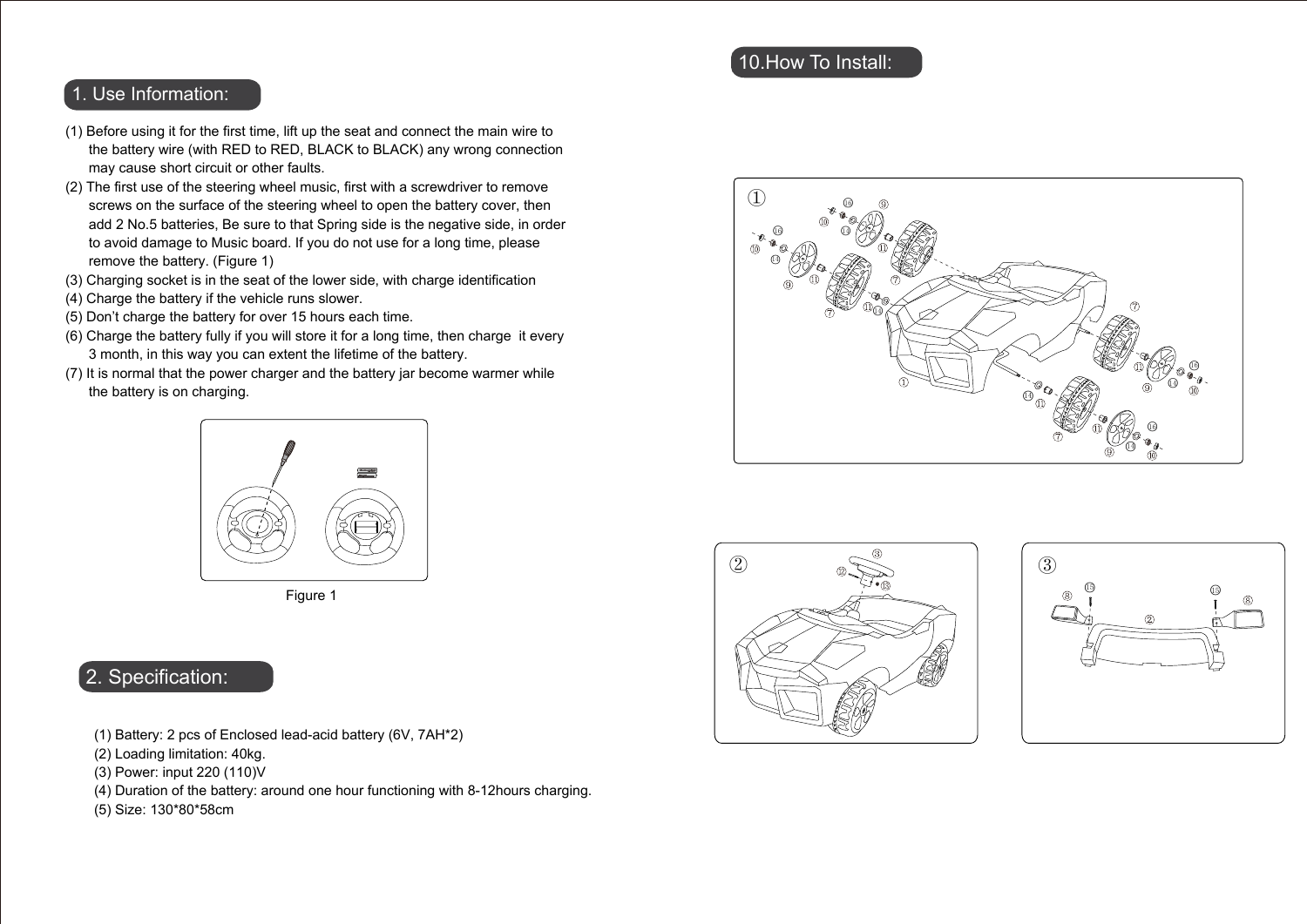## 1. Use Information:

(1) Before using it for the first time, lift up the seat and connect the main wire to the battery wire (with RED to RED, BLACK to BLACK) any wrong connection may cause short circuit or other faults.
(2) The first use of the steering wheel music, first with a screwdriver to remove screws on the surface of the steering wheel to open the battery cover, then add 2 No.5 batteries, Be sure to that Spring side is the negative side, in order to avoid damage to Music board. If you do not use for a long time, please remove the battery. (Figure 1)
(3) Charging socket is in the seat of the lower side, with charge identification
(4) Charge the battery if the vehicle runs slower.
(5) Don't charge the battery for over 15 hours each time.
(6) Charge the battery fully if you will store it for a long time, then charge it every 3 month, in this way you can extent the lifetime of the battery.
(7) It is normal that the power charger and the battery jar become warmer while the battery is on charging.

Figure 1

## 2. Specification:

(1) Battery: 2 pcs of Enclosed lead-acid battery (6V, 7AH*2)
(2) Loading limitation: 40kg.
(3) Power: input 220 (110)V
(4) Duration of the battery: around one hour functioning with 8-12hours charging.
(5) Size: 130*80*58cm

## 10.How To Install:

①

②

③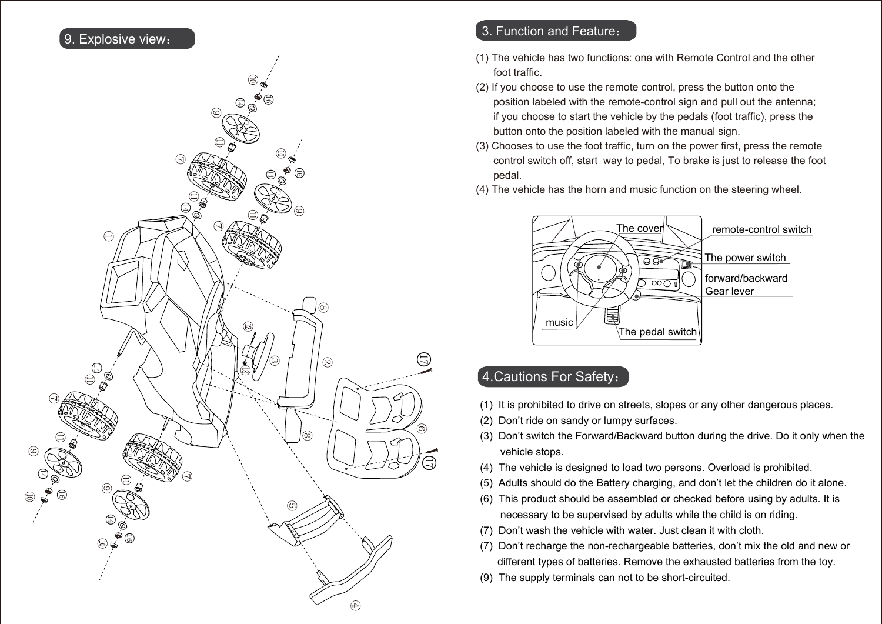## 9. Explosive view：

## 3. Function and Feature：

(1) The vehicle has two functions: one with Remote Control and the other foot traffic.

(2) If you choose to use the remote control, press the button onto the position labeled with the remote-control sign and pull out the antenna; if you choose to start the vehicle by the pedals (foot traffic), press the button onto the position labeled with the manual sign.

(3) Chooses to use the foot traffic, turn on the power first, press the remote control switch off, start way to pedal, To brake is just to release the foot pedal.

(4) The vehicle has the horn and music function on the steering wheel.

## 4.Cautions For Safety：

(1) It is prohibited to drive on streets, slopes or any other dangerous places.

(2) Don't ride on sandy or lumpy surfaces.

(3) Don't switch the Forward/Backward button during the drive. Do it only when the vehicle stops.

(4) The vehicle is designed to load two persons. Overload is prohibited.

(5) Adults should do the Battery charging, and don't let the children do it alone.

(6) This product should be assembled or checked before using by adults. It is necessary to be supervised by adults while the child is on riding.

(7) Don't wash the vehicle with water. Just clean it with cloth.

(7) Don't recharge the non-rechargeable batteries, don't mix the old and new or different types of batteries. Remove the exhausted batteries from the toy.

(9) The supply terminals can not to be short-circuited.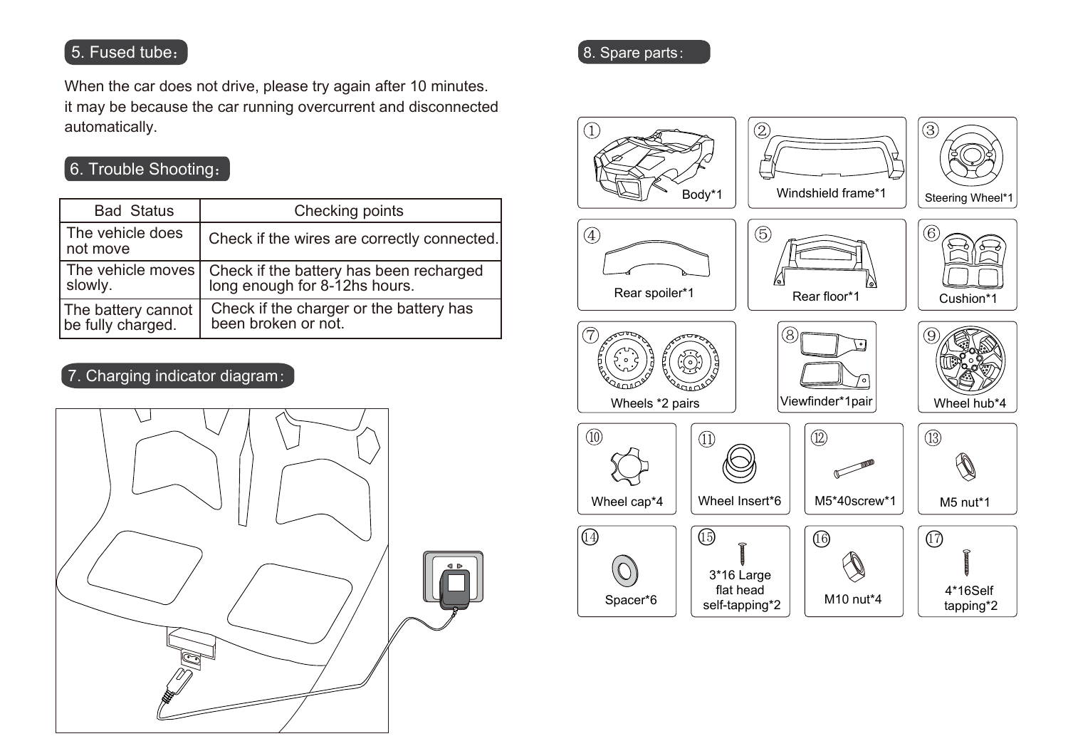## 5. Fused tube：

When the car does not drive, please try again after 10 minutes. it may be because the car running overcurrent and disconnected automatically.

## 6. Trouble Shooting：

| Bad Status | Checking points |
| --- | --- |
| The vehicle does not move | Check if the wires are correctly connected. |
| The vehicle moves slowly. | Check if the battery has been recharged long enough for 8-12hs hours. |
| The battery cannot be fully charged. | Check if the charger or the battery has been broken or not. |

## 7. Charging indicator diagram：

## 8. Spare parts：

① Body*1

② Windshield frame*1

③ Steering Wheel*1

④ Rear spoiler*1

⑤ Rear floor*1

⑥ Cushion*1

⑦ Wheels *2 pairs

⑧ Viewfinder*1pair

⑨ Wheel hub*4

⑩ Wheel cap*4

⑪ Wheel Insert*6

⑫ M5*40screw*1

⑬ M5 nut*1

⑭ Spacer*6

⑮ 3*16 Large flat head self-tapping*2

⑯ M10 nut*4

⑰ 4*16Self tapping*2